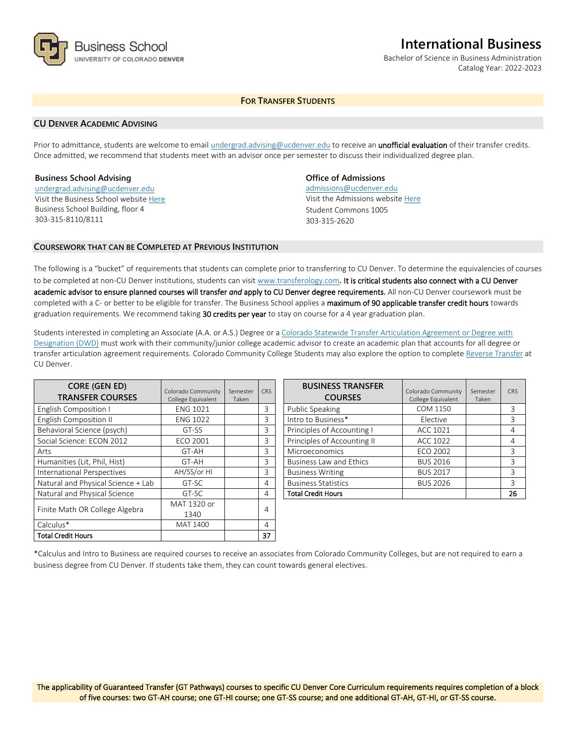Business School
UNIVERSITY OF COLORADO DENVER

# International Business

Bachelor of Science in Business Administration
Catalog Year: 2022-2023

## FOR TRANSFER STUDENTS

### CU DENVER ACADEMIC ADVISING

Prior to admittance, students are welcome to email undergrad.advising@ucdenver.edu to receive an **unofficial evaluation** of their transfer credits. Once admitted, we recommend that students meet with an advisor once per semester to discuss their individualized degree plan.

**Business School Advising**
undergrad.advising@ucdenver.edu
Visit the Business School website Here
Business School Building, floor 4
303-315-8110/8111

**Office of Admissions**
admissions@ucdenver.edu
Visit the Admissions website Here
Student Commons 1005
303-315-2620

### COURSEWORK THAT CAN BE COMPLETED AT PREVIOUS INSTITUTION

The following is a "bucket" of requirements that students can complete prior to transferring to CU Denver. To determine the equivalencies of courses to be completed at non-CU Denver institutions, students can visit www.transferology.com**. It is critical students also connect with a CU Denver academic advisor to ensure planned courses will transfer *and* apply to CU Denver degree requirements.** All non-CU Denver coursework must be completed with a C- or better to be eligible for transfer. The Business School applies a **maximum of 90 applicable transfer credit hours** towards graduation requirements. We recommend taking **30 credits per year** to stay on course for a 4 year graduation plan.

Students interested in completing an Associate (A.A. or A.S.) Degree or a Colorado Statewide Transfer Articulation Agreement or Degree with Designation (DWD) must work with their community/junior college academic advisor to create an academic plan that accounts for all degree or transfer articulation agreement requirements. Colorado Community College Students may also explore the option to complete Reverse Transfer at CU Denver.

| CORE (GEN ED) TRANSFER COURSES | Colorado Community College Equivalent | Semester Taken | CRS |
|---|---|---|---|
| English Composition I | ENG 1021 | | 3 |
| English Composition II | ENG 1022 | | 3 |
| Behavioral Science (psych) | GT-SS | | 3 |
| Social Science: ECON 2012 | ECO 2001 | | 3 |
| Arts | GT-AH | | 3 |
| Humanities (Lit, Phil, Hist) | GT-AH | | 3 |
| International Perspectives | AH/SS/or HI | | 3 |
| Natural and Physical Science + Lab | GT-SC | | 4 |
| Natural and Physical Science | GT-SC | | 4 |
| Finite Math OR College Algebra | MAT 1320 or 1340 | | 4 |
| Calculus* | MAT 1400 | | 4 |
| **Total Credit Hours** | | | **37** |

| BUSINESS TRANSFER COURSES | Colorado Community College Equivalent | Semester Taken | CRS |
|---|---|---|---|
| Public Speaking | COM 1150 | | 3 |
| Intro to Business* | Elective | | 3 |
| Principles of Accounting I | ACC 1021 | | 4 |
| Principles of Accounting II | ACC 1022 | | 4 |
| Microeconomics | ECO 2002 | | 3 |
| Business Law and Ethics | BUS 2016 | | 3 |
| Business Writing | BUS 2017 | | 3 |
| Business Statistics | BUS 2026 | | 3 |
| **Total Credit Hours** | | | **26** |

*Calculus and Intro to Business are required courses to receive an associates from Colorado Community Colleges, but are not required to earn a business degree from CU Denver. If students take them, they can count towards general electives.

**The applicability of Guaranteed Transfer (GT Pathways) courses to specific CU Denver Core Curriculum requirements requires completion of a block of five courses: two GT-AH course; one GT-HI course; one GT-SS course; and one additional GT-AH, GT-HI, or GT-SS course.**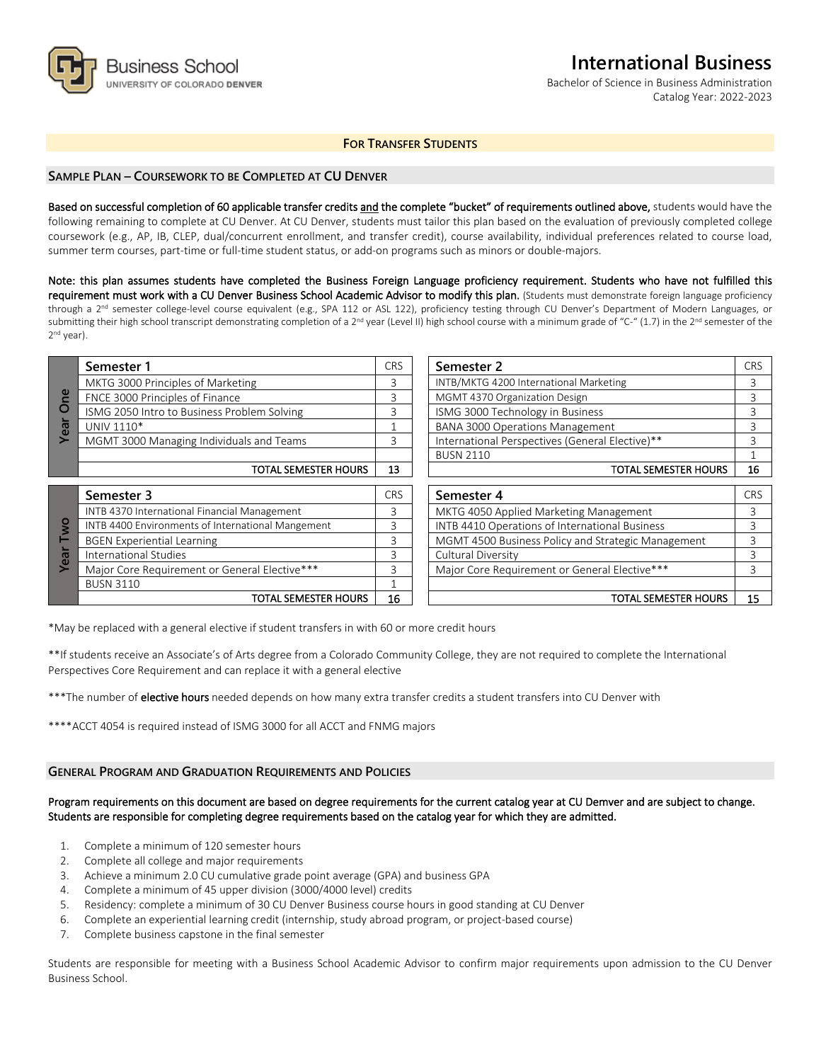# International Business

Bachelor of Science in Business Administration
Catalog Year: 2022-2023

## FOR TRANSFER STUDENTS

### SAMPLE PLAN – COURSEWORK TO BE COMPLETED AT CU DENVER

**Based on successful completion of 60 applicable transfer credits and the complete "bucket" of requirements outlined above,** students would have the following remaining to complete at CU Denver. At CU Denver, students must tailor this plan based on the evaluation of previously completed college coursework (e.g., AP, IB, CLEP, dual/concurrent enrollment, and transfer credit), course availability, individual preferences related to course load, summer term courses, part-time or full-time student status, or add-on programs such as minors or double-majors.

**Note: this plan assumes students have completed the Business Foreign Language proficiency requirement. Students who have not fulfilled this requirement must work with a CU Denver Business School Academic Advisor to modify this plan.** (Students must demonstrate foreign language proficiency through a 2nd semester college-level course equivalent (e.g., SPA 112 or ASL 122), proficiency testing through CU Denver's Department of Modern Languages, or submitting their high school transcript demonstrating completion of a 2nd year (Level II) high school course with a minimum grade of "C-" (1.7) in the 2nd semester of the 2nd year).

**Year One**

| Semester 1 | CRS |
|---|---|
| MKTG 3000 Principles of Marketing | 3 |
| FNCE 3000 Principles of Finance | 3 |
| ISMG 2050 Intro to Business Problem Solving | 3 |
| UNIV 1110* | 1 |
| MGMT 3000 Managing Individuals and Teams | 3 |
| | |
| TOTAL SEMESTER HOURS | 13 |

| Semester 2 | CRS |
|---|---|
| INTB/MKTG 4200 International Marketing | 3 |
| MGMT 4370 Organization Design | 3 |
| ISMG 3000 Technology in Business | 3 |
| BANA 3000 Operations Management | 3 |
| International Perspectives (General Elective)** | 3 |
| BUSN 2110 | 1 |
| TOTAL SEMESTER HOURS | 16 |

**Year Two**

| Semester 3 | CRS |
|---|---|
| INTB 4370 International Financial Management | 3 |
| INTB 4400 Environments of International Mangement | 3 |
| BGEN Experiential Learning | 3 |
| International Studies | 3 |
| Major Core Requirement or General Elective*** | 3 |
| BUSN 3110 | 1 |
| TOTAL SEMESTER HOURS | 16 |

| Semester 4 | CRS |
|---|---|
| MKTG 4050 Applied Marketing Management | 3 |
| INTB 4410 Operations of International Business | 3 |
| MGMT 4500 Business Policy and Strategic Management | 3 |
| Cultural Diversity | 3 |
| Major Core Requirement or General Elective*** | 3 |
| | |
| TOTAL SEMESTER HOURS | 15 |

*May be replaced with a general elective if student transfers in with 60 or more credit hours

**If students receive an Associate's of Arts degree from a Colorado Community College, they are not required to complete the International Perspectives Core Requirement and can replace it with a general elective

***The number of **elective hours** needed depends on how many extra transfer credits a student transfers into CU Denver with

****ACCT 4054 is required instead of ISMG 3000 for all ACCT and FNMG majors

### GENERAL PROGRAM AND GRADUATION REQUIREMENTS AND POLICIES

**Program requirements on this document are based on degree requirements for the current catalog year at CU Demver and are subject to change. Students are responsible for completing degree requirements based on the catalog year for which they are admitted.**

1. Complete a minimum of 120 semester hours
2. Complete all college and major requirements
3. Achieve a minimum 2.0 CU cumulative grade point average (GPA) and business GPA
4. Complete a minimum of 45 upper division (3000/4000 level) credits
5. Residency: complete a minimum of 30 CU Denver Business course hours in good standing at CU Denver
6. Complete an experiential learning credit (internship, study abroad program, or project-based course)
7. Complete business capstone in the final semester

Students are responsible for meeting with a Business School Academic Advisor to confirm major requirements upon admission to the CU Denver Business School.